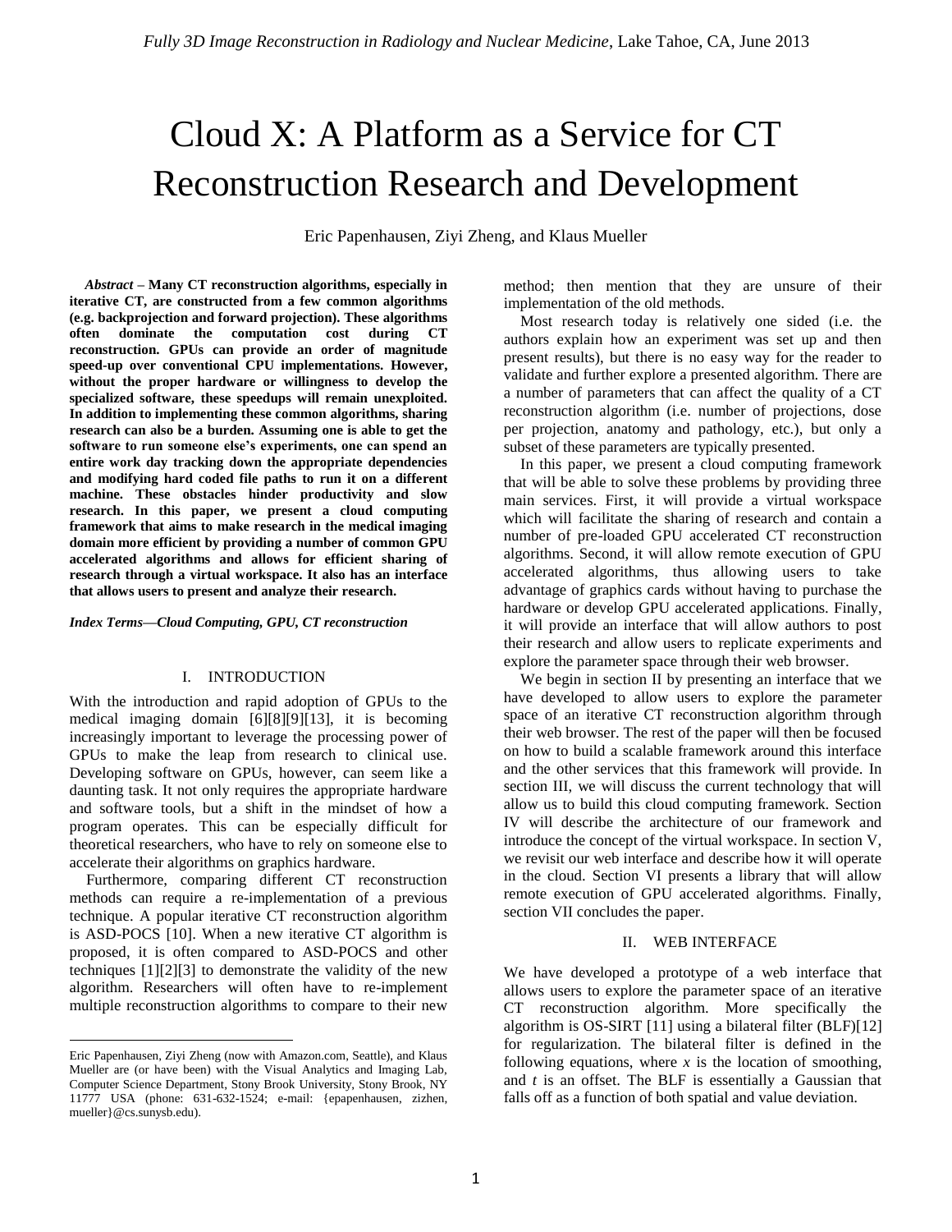# Cloud X: A Platform as a Service for CT Reconstruction Research and Development

Eric Papenhausen, Ziyi Zheng, and Klaus Mueller

***Abstract* – Many CT reconstruction algorithms, especially in iterative CT, are constructed from a few common algorithms (e.g. backprojection and forward projection). These algorithms often dominate the computation cost during CT reconstruction. GPUs can provide an order of magnitude speed-up over conventional CPU implementations. However, without the proper hardware or willingness to develop the specialized software, these speedups will remain unexploited. In addition to implementing these common algorithms, sharing research can also be a burden. Assuming one is able to get the software to run someone else's experiments, one can spend an entire work day tracking down the appropriate dependencies and modifying hard coded file paths to run it on a different machine. These obstacles hinder productivity and slow research. In this paper, we present a cloud computing framework that aims to make research in the medical imaging domain more efficient by providing a number of common GPU accelerated algorithms and allows for efficient sharing of research through a virtual workspace. It also has an interface that allows users to present and analyze their research.**

***Index Terms*—Cloud Computing, GPU, CT reconstruction**

## I. INTRODUCTION

With the introduction and rapid adoption of GPUs to the medical imaging domain [6][8][9][13], it is becoming increasingly important to leverage the processing power of GPUs to make the leap from research to clinical use. Developing software on GPUs, however, can seem like a daunting task. It not only requires the appropriate hardware and software tools, but a shift in the mindset of how a program operates. This can be especially difficult for theoretical researchers, who have to rely on someone else to accelerate their algorithms on graphics hardware.

Furthermore, comparing different CT reconstruction methods can require a re-implementation of a previous technique. A popular iterative CT reconstruction algorithm is ASD-POCS [10]. When a new iterative CT algorithm is proposed, it is often compared to ASD-POCS and other techniques [1][2][3] to demonstrate the validity of the new algorithm. Researchers will often have to re-implement multiple reconstruction algorithms to compare to their new method; then mention that they are unsure of their implementation of the old methods.

Most research today is relatively one sided (i.e. the authors explain how an experiment was set up and then present results), but there is no easy way for the reader to validate and further explore a presented algorithm. There are a number of parameters that can affect the quality of a CT reconstruction algorithm (i.e. number of projections, dose per projection, anatomy and pathology, etc.), but only a subset of these parameters are typically presented.

In this paper, we present a cloud computing framework that will be able to solve these problems by providing three main services. First, it will provide a virtual workspace which will facilitate the sharing of research and contain a number of pre-loaded GPU accelerated CT reconstruction algorithms. Second, it will allow remote execution of GPU accelerated algorithms, thus allowing users to take advantage of graphics cards without having to purchase the hardware or develop GPU accelerated applications. Finally, it will provide an interface that will allow authors to post their research and allow users to replicate experiments and explore the parameter space through their web browser.

We begin in section II by presenting an interface that we have developed to allow users to explore the parameter space of an iterative CT reconstruction algorithm through their web browser. The rest of the paper will then be focused on how to build a scalable framework around this interface and the other services that this framework will provide. In section III, we will discuss the current technology that will allow us to build this cloud computing framework. Section IV will describe the architecture of our framework and introduce the concept of the virtual workspace. In section V, we revisit our web interface and describe how it will operate in the cloud. Section VI presents a library that will allow remote execution of GPU accelerated algorithms. Finally, section VII concludes the paper.

## II. WEB INTERFACE

We have developed a prototype of a web interface that allows users to explore the parameter space of an iterative CT reconstruction algorithm. More specifically the algorithm is OS-SIRT [11] using a bilateral filter (BLF)[12] for regularization. The bilateral filter is defined in the following equations, where $x$ is the location of smoothing, and $t$ is an offset. The BLF is essentially a Gaussian that falls off as a function of both spatial and value deviation.

Eric Papenhausen, Ziyi Zheng (now with Amazon.com, Seattle), and Klaus Mueller are (or have been) with the Visual Analytics and Imaging Lab, Computer Science Department, Stony Brook University, Stony Brook, NY 11777 USA (phone: 631-632-1524; e-mail: {epapenhausen, zizhen, mueller}@cs.sunysb.edu).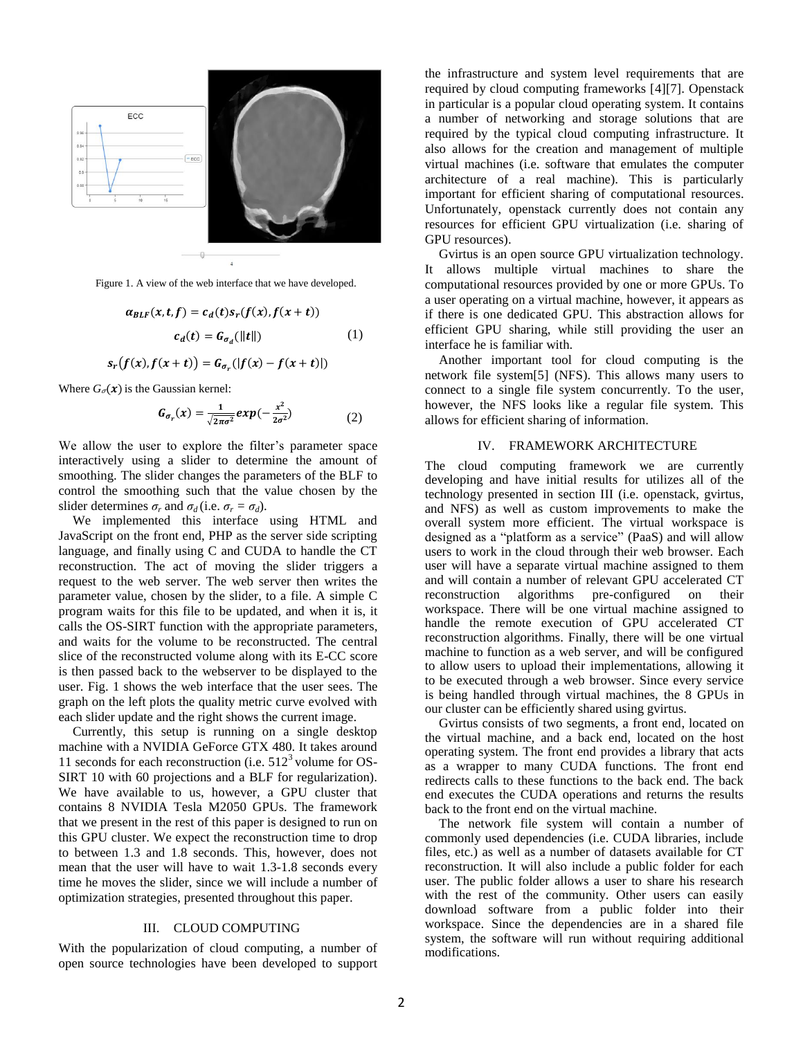Figure 1. A view of the web interface that we have developed.

$$
\begin{aligned}
\boldsymbol{\alpha}_{\boldsymbol{BLF}}(\boldsymbol{x},\boldsymbol{t},\boldsymbol{f}) &= \boldsymbol{c}_{\boldsymbol{d}}(\boldsymbol{t})\boldsymbol{s}_{\boldsymbol{r}}(\boldsymbol{f}(\boldsymbol{x}),\boldsymbol{f}(\boldsymbol{x}+\boldsymbol{t})) \\
\boldsymbol{c}_{\boldsymbol{d}}(\boldsymbol{t}) &= \boldsymbol{G}_{\boldsymbol{\sigma_d}}(\|\boldsymbol{t}\|) \\
\boldsymbol{s}_{\boldsymbol{r}}\big(\boldsymbol{f}(\boldsymbol{x}),\boldsymbol{f}(\boldsymbol{x}+\boldsymbol{t})\big) &= \boldsymbol{G}_{\boldsymbol{\sigma_r}}(|\boldsymbol{f}(\boldsymbol{x})-\boldsymbol{f}(\boldsymbol{x}+\boldsymbol{t})|)
\end{aligned}
\tag{1}
$$

Where $G_\sigma(\boldsymbol{x})$ is the Gaussian kernel:

$$
\boldsymbol{G}_{\boldsymbol{\sigma_r}}(\boldsymbol{x}) = \frac{\mathbf{1}}{\sqrt{\mathbf{2\pi\sigma^2}}}\boldsymbol{exp}\left(-\frac{\boldsymbol{x}^2}{\mathbf{2}\boldsymbol{\sigma}^2}\right) \tag{2}
$$

We allow the user to explore the filter's parameter space interactively using a slider to determine the amount of smoothing. The slider changes the parameters of the BLF to control the smoothing such that the value chosen by the slider determines $\sigma_r$ and $\sigma_d$ (i.e. $\sigma_r = \sigma_d$).

We implemented this interface using HTML and JavaScript on the front end, PHP as the server side scripting language, and finally using C and CUDA to handle the CT reconstruction. The act of moving the slider triggers a request to the web server. The web server then writes the parameter value, chosen by the slider, to a file. A simple C program waits for this file to be updated, and when it is, it calls the OS-SIRT function with the appropriate parameters, and waits for the volume to be reconstructed. The central slice of the reconstructed volume along with its E-CC score is then passed back to the webserver to be displayed to the user. Fig. 1 shows the web interface that the user sees. The graph on the left plots the quality metric curve evolved with each slider update and the right shows the current image.

Currently, this setup is running on a single desktop machine with a NVIDIA GeForce GTX 480. It takes around 11 seconds for each reconstruction (i.e. $512^3$ volume for OS-SIRT 10 with 60 projections and a BLF for regularization). We have available to us, however, a GPU cluster that contains 8 NVIDIA Tesla M2050 GPUs. The framework that we present in the rest of this paper is designed to run on this GPU cluster. We expect the reconstruction time to drop to between 1.3 and 1.8 seconds. This, however, does not mean that the user will have to wait 1.3-1.8 seconds every time he moves the slider, since we will include a number of optimization strategies, presented throughout this paper.

## III. CLOUD COMPUTING

With the popularization of cloud computing, a number of open source technologies have been developed to support the infrastructure and system level requirements that are required by cloud computing frameworks [4][7]. Openstack in particular is a popular cloud operating system. It contains a number of networking and storage solutions that are required by the typical cloud computing infrastructure. It also allows for the creation and management of multiple virtual machines (i.e. software that emulates the computer architecture of a real machine). This is particularly important for efficient sharing of computational resources. Unfortunately, openstack currently does not contain any resources for efficient GPU virtualization (i.e. sharing of GPU resources).

Gvirtus is an open source GPU virtualization technology. It allows multiple virtual machines to share the computational resources provided by one or more GPUs. To a user operating on a virtual machine, however, it appears as if there is one dedicated GPU. This abstraction allows for efficient GPU sharing, while still providing the user an interface he is familiar with.

Another important tool for cloud computing is the network file system[5] (NFS). This allows many users to connect to a single file system concurrently. To the user, however, the NFS looks like a regular file system. This allows for efficient sharing of information.

## IV. FRAMEWORK ARCHITECTURE

The cloud computing framework we are currently developing and have initial results for utilizes all of the technology presented in section III (i.e. openstack, gvirtus, and NFS) as well as custom improvements to make the overall system more efficient. The virtual workspace is designed as a "platform as a service" (PaaS) and will allow users to work in the cloud through their web browser. Each user will have a separate virtual machine assigned to them and will contain a number of relevant GPU accelerated CT reconstruction algorithms pre-configured on their workspace. There will be one virtual machine assigned to handle the remote execution of GPU accelerated CT reconstruction algorithms. Finally, there will be one virtual machine to function as a web server, and will be configured to allow users to upload their implementations, allowing it to be executed through a web browser. Since every service is being handled through virtual machines, the 8 GPUs in our cluster can be efficiently shared using gvirtus.

Gvirtus consists of two segments, a front end, located on the virtual machine, and a back end, located on the host operating system. The front end provides a library that acts as a wrapper to many CUDA functions. The front end redirects calls to these functions to the back end. The back end executes the CUDA operations and returns the results back to the front end on the virtual machine.

The network file system will contain a number of commonly used dependencies (i.e. CUDA libraries, include files, etc.) as well as a number of datasets available for CT reconstruction. It will also include a public folder for each user. The public folder allows a user to share his research with the rest of the community. Other users can easily download software from a public folder into their workspace. Since the dependencies are in a shared file system, the software will run without requiring additional modifications.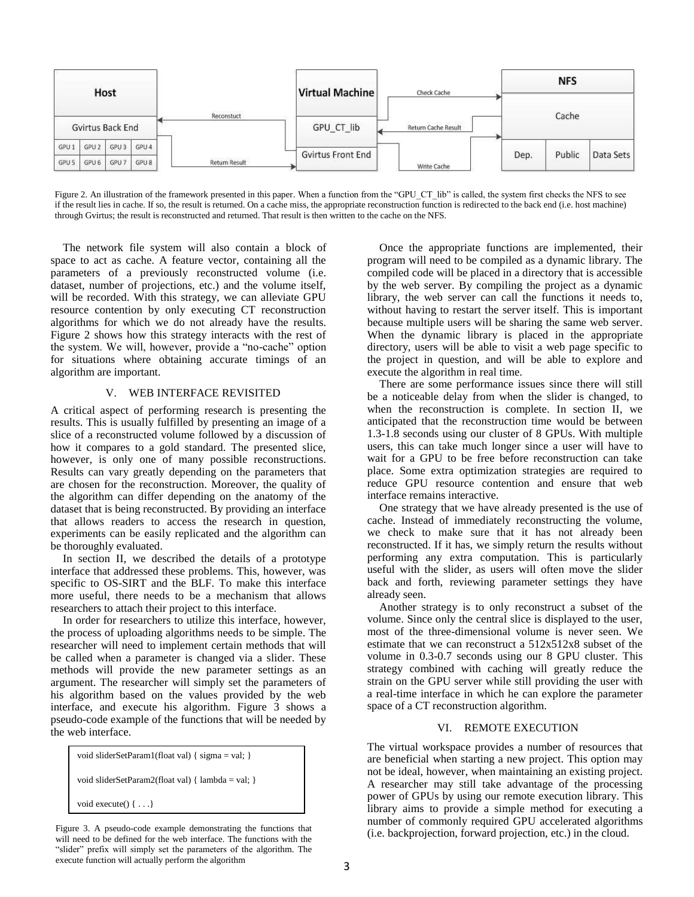Figure 2. An illustration of the framework presented in this paper. When a function from the “GPU_CT_lib” is called, the system first checks the NFS to see if the result lies in cache. If so, the result is returned. On a cache miss, the appropriate reconstruction function is redirected to the back end (i.e. host machine) through Gvirtus; the result is reconstructed and returned. That result is then written to the cache on the NFS.

The network file system will also contain a block of space to act as cache. A feature vector, containing all the parameters of a previously reconstructed volume (i.e. dataset, number of projections, etc.) and the volume itself, will be recorded. With this strategy, we can alleviate GPU resource contention by only executing CT reconstruction algorithms for which we do not already have the results. Figure 2 shows how this strategy interacts with the rest of the system. We will, however, provide a “no-cache” option for situations where obtaining accurate timings of an algorithm are important.

## V. WEB INTERFACE REVISITED

A critical aspect of performing research is presenting the results. This is usually fulfilled by presenting an image of a slice of a reconstructed volume followed by a discussion of how it compares to a gold standard. The presented slice, however, is only one of many possible reconstructions. Results can vary greatly depending on the parameters that are chosen for the reconstruction. Moreover, the quality of the algorithm can differ depending on the anatomy of the dataset that is being reconstructed. By providing an interface that allows readers to access the research in question, experiments can be easily replicated and the algorithm can be thoroughly evaluated.

In section II, we described the details of a prototype interface that addressed these problems. This, however, was specific to OS-SIRT and the BLF. To make this interface more useful, there needs to be a mechanism that allows researchers to attach their project to this interface.

In order for researchers to utilize this interface, however, the process of uploading algorithms needs to be simple. The researcher will need to implement certain methods that will be called when a parameter is changed via a slider. These methods will provide the new parameter settings as an argument. The researcher will simply set the parameters of his algorithm based on the values provided by the web interface, and execute his algorithm. Figure 3 shows a pseudo-code example of the functions that will be needed by the web interface.

```
void sliderSetParam1(float val) { sigma = val; }

void sliderSetParam2(float val) { lambda = val; }

void execute() { . . .}
```

Figure 3. A pseudo-code example demonstrating the functions that will need to be defined for the web interface. The functions with the “slider” prefix will simply set the parameters of the algorithm. The execute function will actually perform the algorithm

Once the appropriate functions are implemented, their program will need to be compiled as a dynamic library. The compiled code will be placed in a directory that is accessible by the web server. By compiling the project as a dynamic library, the web server can call the functions it needs to, without having to restart the server itself. This is important because multiple users will be sharing the same web server. When the dynamic library is placed in the appropriate directory, users will be able to visit a web page specific to the project in question, and will be able to explore and execute the algorithm in real time.

There are some performance issues since there will still be a noticeable delay from when the slider is changed, to when the reconstruction is complete. In section II, we anticipated that the reconstruction time would be between 1.3-1.8 seconds using our cluster of 8 GPUs. With multiple users, this can take much longer since a user will have to wait for a GPU to be free before reconstruction can take place. Some extra optimization strategies are required to reduce GPU resource contention and ensure that web interface remains interactive.

One strategy that we have already presented is the use of cache. Instead of immediately reconstructing the volume, we check to make sure that it has not already been reconstructed. If it has, we simply return the results without performing any extra computation. This is particularly useful with the slider, as users will often move the slider back and forth, reviewing parameter settings they have already seen.

Another strategy is to only reconstruct a subset of the volume. Since only the central slice is displayed to the user, most of the three-dimensional volume is never seen. We estimate that we can reconstruct a 512x512x8 subset of the volume in 0.3-0.7 seconds using our 8 GPU cluster. This strategy combined with caching will greatly reduce the strain on the GPU server while still providing the user with a real-time interface in which he can explore the parameter space of a CT reconstruction algorithm.

## VI. REMOTE EXECUTION

The virtual workspace provides a number of resources that are beneficial when starting a new project. This option may not be ideal, however, when maintaining an existing project. A researcher may still take advantage of the processing power of GPUs by using our remote execution library. This library aims to provide a simple method for executing a number of commonly required GPU accelerated algorithms (i.e. backprojection, forward projection, etc.) in the cloud.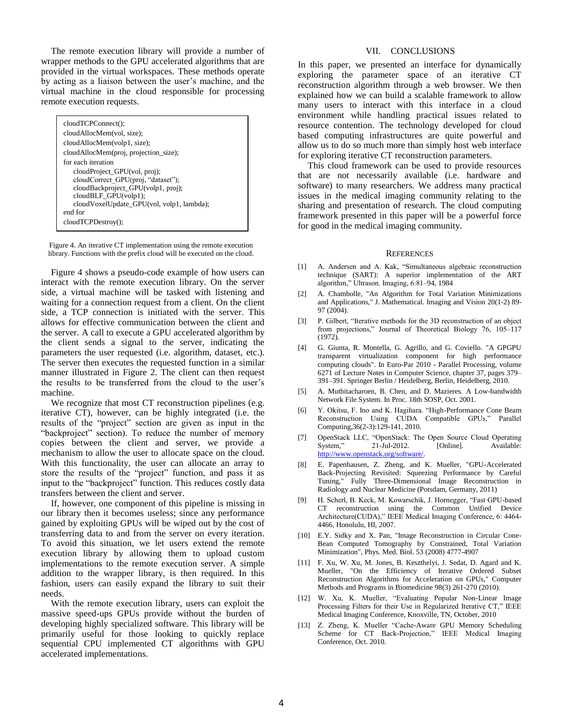The remote execution library will provide a number of wrapper methods to the GPU accelerated algorithms that are provided in the virtual workspaces. These methods operate by acting as a liaison between the user's machine, and the virtual machine in the cloud responsible for processing remote execution requests.

```
cloudTCPConnect();
cloudAllocMem(vol, size);
cloudAllocMem(volp1, size);
cloudAllocMem(proj, projection_size);
for each iteration
    cloudProject_GPU(vol, proj);
    cloudCorrect_GPU(proj, "dataset");
    cloudBackproject_GPU(volp1, proj);
    cloudBLF_GPU(volp1);
    cloudVoxelUpdate_GPU(vol, volp1, lambda);
end for
cloudTCPDestroy();
```

Figure 4. An iterative CT implementation using the remote execution library. Functions with the prefix cloud will be executed on the cloud.

Figure 4 shows a pseudo-code example of how users can interact with the remote execution library. On the server side, a virtual machine will be tasked with listening and waiting for a connection request from a client. On the client side, a TCP connection is initiated with the server. This allows for effective communication between the client and the server. A call to execute a GPU accelerated algorithm by the client sends a signal to the server, indicating the parameters the user requested (i.e. algorithm, dataset, etc.). The server then executes the requested function in a similar manner illustrated in Figure 2. The client can then request the results to be transferred from the cloud to the user's machine.

We recognize that most CT reconstruction pipelines (e.g. iterative CT), however, can be highly integrated (i.e. the results of the "project" section are given as input in the "backproject" section). To reduce the number of memory copies between the client and server, we provide a mechanism to allow the user to allocate space on the cloud. With this functionality, the user can allocate an array to store the results of the "project" function, and pass it as input to the "backproject" function. This reduces costly data transfers between the client and server.

If, however, one component of this pipeline is missing in our library then it becomes useless; since any performance gained by exploiting GPUs will be wiped out by the cost of transferring data to and from the server on every iteration. To avoid this situation, we let users extend the remote execution library by allowing them to upload custom implementations to the remote execution server. A simple addition to the wrapper library, is then required. In this fashion, users can easily expand the library to suit their needs.

With the remote execution library, users can exploit the massive speed-ups GPUs provide without the burden of developing highly specialized software. This library will be primarily useful for those looking to quickly replace sequential CPU implemented CT algorithms with GPU accelerated implementations.

## VII. CONCLUSIONS

In this paper, we presented an interface for dynamically exploring the parameter space of an iterative CT reconstruction algorithm through a web browser. We then explained how we can build a scalable framework to allow many users to interact with this interface in a cloud environment while handling practical issues related to resource contention. The technology developed for cloud based computing infrastructures are quite powerful and allow us to do so much more than simply host web interface for exploring iterative CT reconstruction parameters.

This cloud framework can be used to provide resources that are not necessarily available (i.e. hardware and software) to many researchers. We address many practical issues in the medical imaging community relating to the sharing and presentation of research. The cloud computing framework presented in this paper will be a powerful force for good in the medical imaging community.

## REFERENCES

[1] A. Andersen and A. Kak, "Simultaneous algebraic reconstruction technique (SART): A superior implementation of the ART algorithm," Ultrason. Imaging, 6:81–94, 1984

[2] A. Chambolle, "An Algorithm for Total Variation Minimizations and Applications," J. Mathematical. Imaging and Vision 20(1-2) 89-97 (2004).

[3] P. Gilbert, "Iterative methods for the 3D reconstruction of an object from projections," Journal of Theoretical Biology 76, 105–117 (1972).

[4] G. Giunta, R. Montella, G. Agrillo, and G. Coviello. "A GPGPU transparent virtualization component for high performance computing clouds". In Euro-Par 2010 - Parallel Processing, volume 6271 of Lecture Notes in Computer Science, chapter 37, pages 379–391–391. Springer Berlin / Heidelberg, Berlin, Heidelberg, 2010.

[5] A. Muthitacharoen, B. Chen, and D. Mazieres. A Low-bandwidth Network File System. In Proc. 18th SOSP, Oct. 2001.

[6] Y. Okitsu, F. Ino and K. Hagihara. "High-Performance Cone Beam Reconstruction Using CUDA Compatible GPUs," Parallel Computing,36(2-3):129-141, 2010.

[7] OpenStack LLC, "OpenStack: The Open Source Cloud Operating System," 21-Jul-2012. [Online]. Available: http://www.openstack.org/software/.

[8] E. Papenhausen, Z. Zheng, and K. Mueller, "GPU-Accelerated Back-Projecting Revisited: Squeezing Performance by Careful Tuning," Fully Three-Dimensional Image Reconstruction in Radiology and Nuclear Medicine (Potsdam, Germany, 2011)

[9] H. Scherl, B. Keck, M. Kowarschik, J. Hornegger, "Fast GPU-based CT reconstruction using the Common Unified Device Architecture(CUDA)," IEEE Medical Imaging Conference, 6: 4464-4466, Honolulu, HI, 2007.

[10] E.Y. Sidky and X. Pan, "Image Reconstruction in Circular Cone-Bean Computed Tomography by Constrained, Total Variation Minimization", Phys. Med. Biol. 53 (2008) 4777-4907

[11] F. Xu, W. Xu, M. Jones, B. Keszthelyi, J. Sedat, D. Agard and K. Mueller, "On the Efficiency of Iterative Ordered Subset Reconstruction Algorithms for Acceleration on GPUs," Computer Methods and Programs in Biomedicine 98(3) 261-270 (2010).

[12] W. Xu, K. Mueller, "Evaluating Popular Non-Linear Image Processing Filters for their Use in Regularized Iterative CT," IEEE Medical Imaging Conference, Knoxville, TN, October, 2010

[13] Z. Zheng, K. Mueller "Cache-Aware GPU Memory Scheduling Scheme for CT Back-Projection," IEEE Medical Imaging Conference, Oct. 2010.